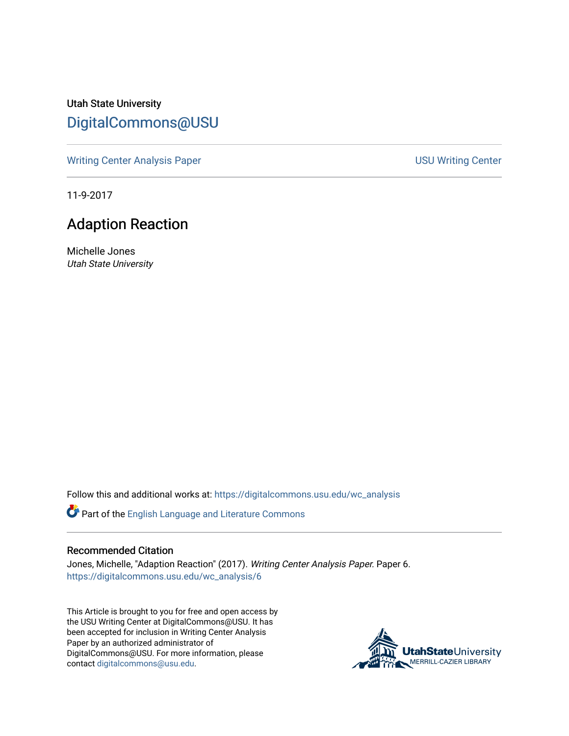Utah State University

DigitalCommons@USU

Writing Center Analysis Paper

USU Writing Center

11-9-2017

# Adaption Reaction

Michelle Jones
*Utah State University*

Follow this and additional works at: https://digitalcommons.usu.edu/wc_analysis

Part of the English Language and Literature Commons

## Recommended Citation

Jones, Michelle, "Adaption Reaction" (2017). *Writing Center Analysis Paper.* Paper 6.
https://digitalcommons.usu.edu/wc_analysis/6

This Article is brought to you for free and open access by the USU Writing Center at DigitalCommons@USU. It has been accepted for inclusion in Writing Center Analysis Paper by an authorized administrator of DigitalCommons@USU. For more information, please contact digitalcommons@usu.edu.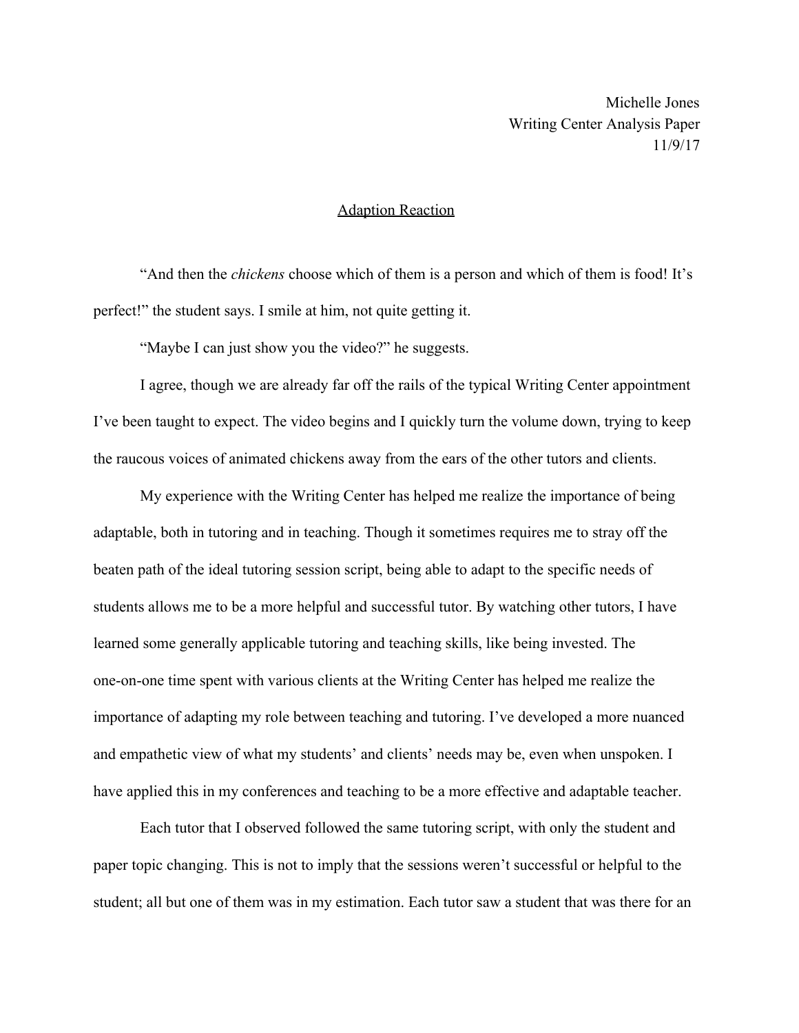Michelle Jones
Writing Center Analysis Paper
11/9/17

<u>Adaption Reaction</u>

"And then the *chickens* choose which of them is a person and which of them is food! It's perfect!" the student says. I smile at him, not quite getting it.

"Maybe I can just show you the video?" he suggests.

I agree, though we are already far off the rails of the typical Writing Center appointment I've been taught to expect. The video begins and I quickly turn the volume down, trying to keep the raucous voices of animated chickens away from the ears of the other tutors and clients.

My experience with the Writing Center has helped me realize the importance of being adaptable, both in tutoring and in teaching. Though it sometimes requires me to stray off the beaten path of the ideal tutoring session script, being able to adapt to the specific needs of students allows me to be a more helpful and successful tutor. By watching other tutors, I have learned some generally applicable tutoring and teaching skills, like being invested. The one-on-one time spent with various clients at the Writing Center has helped me realize the importance of adapting my role between teaching and tutoring. I've developed a more nuanced and empathetic view of what my students' and clients' needs may be, even when unspoken. I have applied this in my conferences and teaching to be a more effective and adaptable teacher.

Each tutor that I observed followed the same tutoring script, with only the student and paper topic changing. This is not to imply that the sessions weren't successful or helpful to the student; all but one of them was in my estimation. Each tutor saw a student that was there for an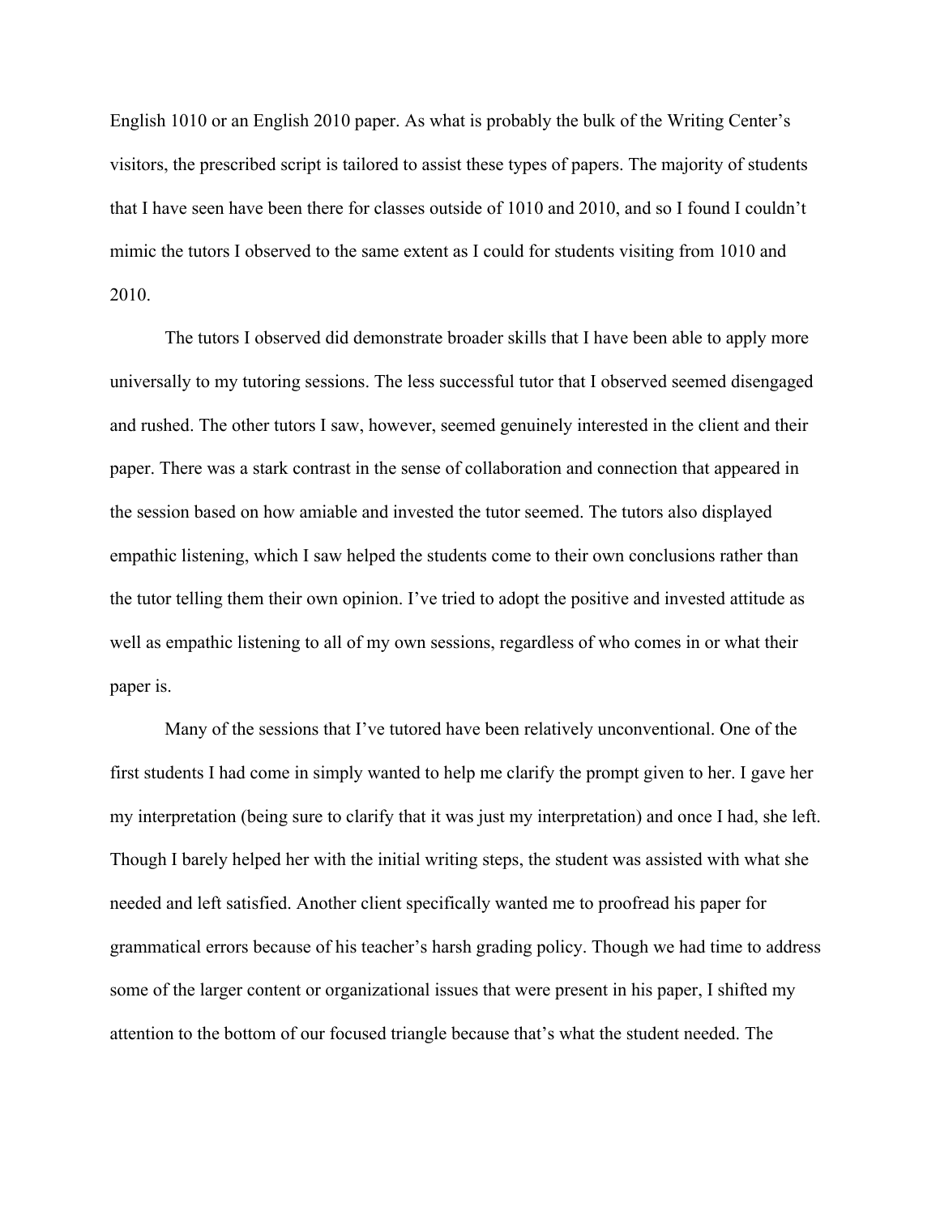English 1010 or an English 2010 paper. As what is probably the bulk of the Writing Center's visitors, the prescribed script is tailored to assist these types of papers. The majority of students that I have seen have been there for classes outside of 1010 and 2010, and so I found I couldn't mimic the tutors I observed to the same extent as I could for students visiting from 1010 and 2010.

The tutors I observed did demonstrate broader skills that I have been able to apply more universally to my tutoring sessions. The less successful tutor that I observed seemed disengaged and rushed. The other tutors I saw, however, seemed genuinely interested in the client and their paper. There was a stark contrast in the sense of collaboration and connection that appeared in the session based on how amiable and invested the tutor seemed. The tutors also displayed empathic listening, which I saw helped the students come to their own conclusions rather than the tutor telling them their own opinion. I've tried to adopt the positive and invested attitude as well as empathic listening to all of my own sessions, regardless of who comes in or what their paper is.

Many of the sessions that I've tutored have been relatively unconventional. One of the first students I had come in simply wanted to help me clarify the prompt given to her. I gave her my interpretation (being sure to clarify that it was just my interpretation) and once I had, she left. Though I barely helped her with the initial writing steps, the student was assisted with what she needed and left satisfied. Another client specifically wanted me to proofread his paper for grammatical errors because of his teacher's harsh grading policy. Though we had time to address some of the larger content or organizational issues that were present in his paper, I shifted my attention to the bottom of our focused triangle because that's what the student needed. The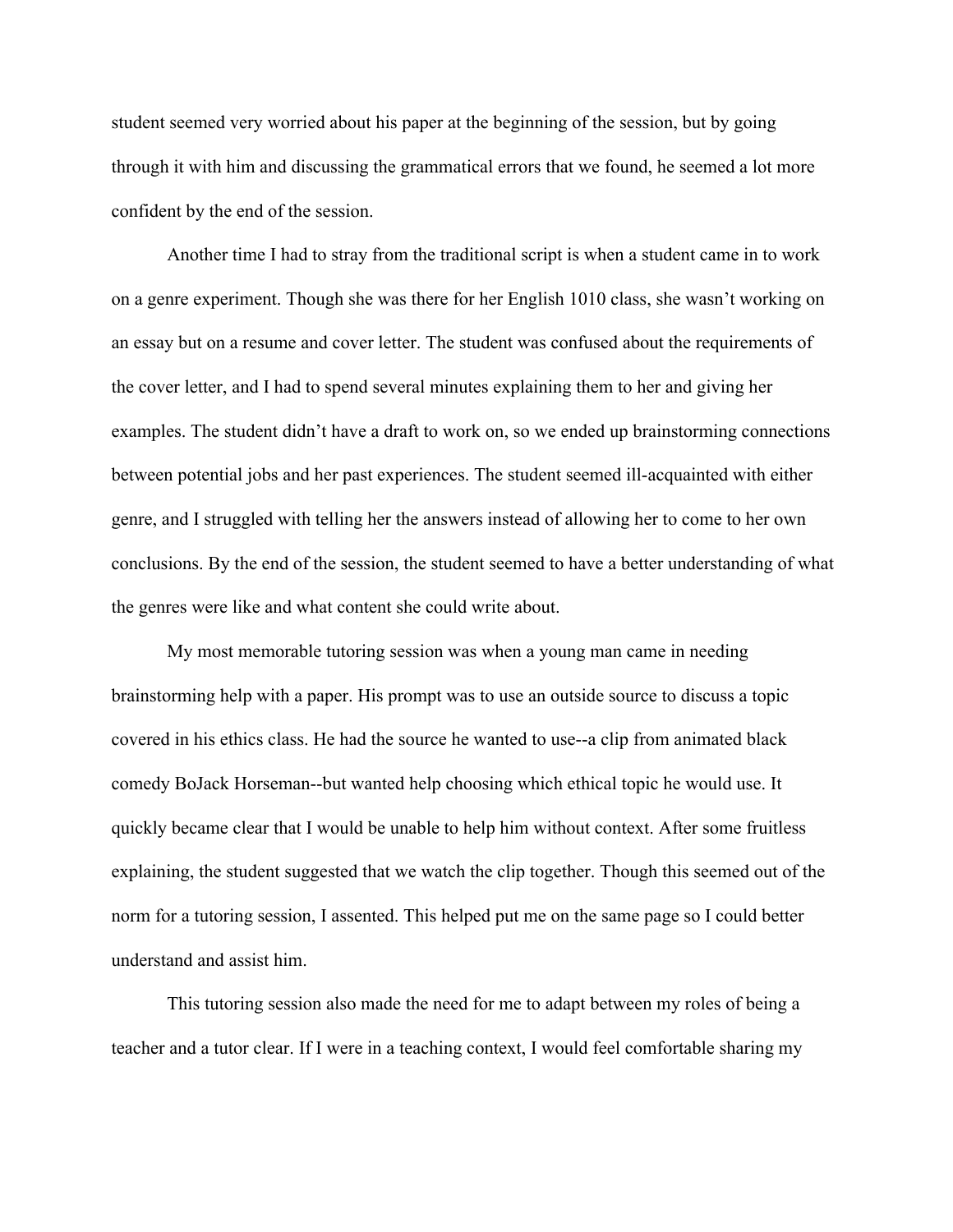student seemed very worried about his paper at the beginning of the session, but by going through it with him and discussing the grammatical errors that we found, he seemed a lot more confident by the end of the session.

Another time I had to stray from the traditional script is when a student came in to work on a genre experiment. Though she was there for her English 1010 class, she wasn't working on an essay but on a resume and cover letter. The student was confused about the requirements of the cover letter, and I had to spend several minutes explaining them to her and giving her examples. The student didn't have a draft to work on, so we ended up brainstorming connections between potential jobs and her past experiences. The student seemed ill-acquainted with either genre, and I struggled with telling her the answers instead of allowing her to come to her own conclusions. By the end of the session, the student seemed to have a better understanding of what the genres were like and what content she could write about.

My most memorable tutoring session was when a young man came in needing brainstorming help with a paper. His prompt was to use an outside source to discuss a topic covered in his ethics class. He had the source he wanted to use--a clip from animated black comedy BoJack Horseman--but wanted help choosing which ethical topic he would use. It quickly became clear that I would be unable to help him without context. After some fruitless explaining, the student suggested that we watch the clip together. Though this seemed out of the norm for a tutoring session, I assented. This helped put me on the same page so I could better understand and assist him.

This tutoring session also made the need for me to adapt between my roles of being a teacher and a tutor clear. If I were in a teaching context, I would feel comfortable sharing my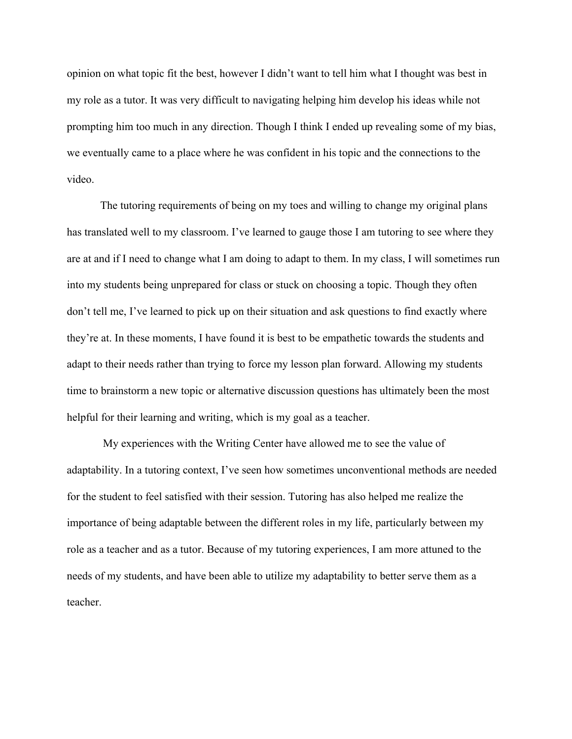opinion on what topic fit the best, however I didn't want to tell him what I thought was best in my role as a tutor. It was very difficult to navigating helping him develop his ideas while not prompting him too much in any direction. Though I think I ended up revealing some of my bias, we eventually came to a place where he was confident in his topic and the connections to the video.

The tutoring requirements of being on my toes and willing to change my original plans has translated well to my classroom. I've learned to gauge those I am tutoring to see where they are at and if I need to change what I am doing to adapt to them. In my class, I will sometimes run into my students being unprepared for class or stuck on choosing a topic. Though they often don't tell me, I've learned to pick up on their situation and ask questions to find exactly where they're at. In these moments, I have found it is best to be empathetic towards the students and adapt to their needs rather than trying to force my lesson plan forward. Allowing my students time to brainstorm a new topic or alternative discussion questions has ultimately been the most helpful for their learning and writing, which is my goal as a teacher.

My experiences with the Writing Center have allowed me to see the value of adaptability. In a tutoring context, I've seen how sometimes unconventional methods are needed for the student to feel satisfied with their session. Tutoring has also helped me realize the importance of being adaptable between the different roles in my life, particularly between my role as a teacher and as a tutor. Because of my tutoring experiences, I am more attuned to the needs of my students, and have been able to utilize my adaptability to better serve them as a teacher.